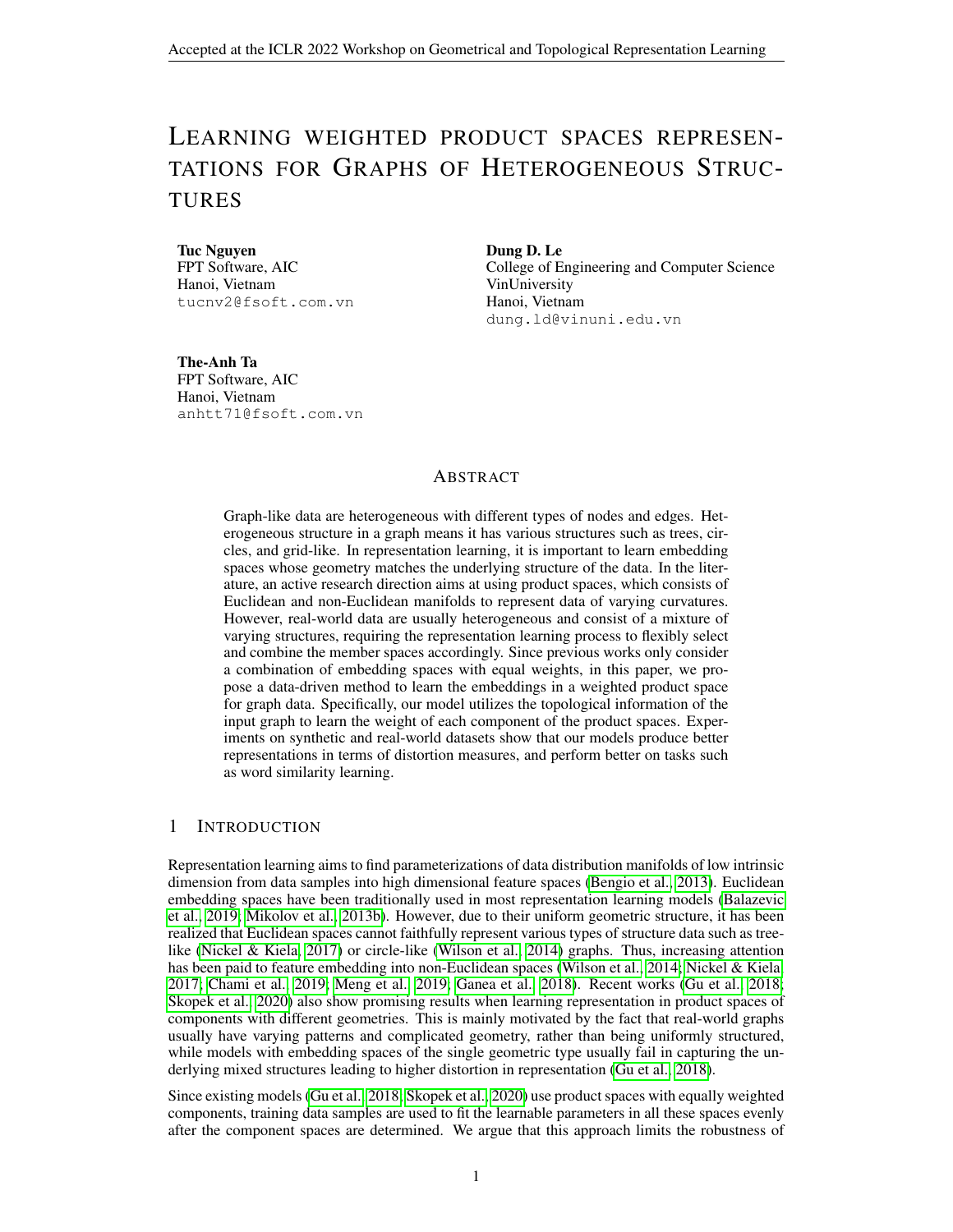# Learning weighted product spaces representations for Graphs of Heterogeneous Structures

**Tuc Nguyen**
FPT Software, AIC
Hanoi, Vietnam
tucnv2@fsoft.com.vn

**Dung D. Le**
College of Engineering and Computer Science
VinUniversity
Hanoi, Vietnam
dung.ld@vinuni.edu.vn

**The-Anh Ta**
FPT Software, AIC
Hanoi, Vietnam
anhtt71@fsoft.com.vn

## Abstract

Graph-like data are heterogeneous with different types of nodes and edges. Heterogeneous structure in a graph means it has various structures such as trees, circles, and grid-like. In representation learning, it is important to learn embedding spaces whose geometry matches the underlying structure of the data. In the literature, an active research direction aims at using product spaces, which consists of Euclidean and non-Euclidean manifolds to represent data of varying curvatures. However, real-world data are usually heterogeneous and consist of a mixture of varying structures, requiring the representation learning process to flexibly select and combine the member spaces accordingly. Since previous works only consider a combination of embedding spaces with equal weights, in this paper, we propose a data-driven method to learn the embeddings in a weighted product space for graph data. Specifically, our model utilizes the topological information of the input graph to learn the weight of each component of the product spaces. Experiments on synthetic and real-world datasets show that our models produce better representations in terms of distortion measures, and perform better on tasks such as word similarity learning.

## 1 Introduction

Representation learning aims to find parameterizations of data distribution manifolds of low intrinsic dimension from data samples into high dimensional feature spaces (Bengio et al., 2013). Euclidean embedding spaces have been traditionally used in most representation learning models (Balazevic et al., 2019; Mikolov et al., 2013b). However, due to their uniform geometric structure, it has been realized that Euclidean spaces cannot faithfully represent various types of structure data such as tree-like (Nickel & Kiela, 2017) or circle-like (Wilson et al., 2014) graphs. Thus, increasing attention has been paid to feature embedding into non-Euclidean spaces (Wilson et al., 2014; Nickel & Kiela, 2017; Chami et al., 2019; Meng et al., 2019; Ganea et al., 2018). Recent works (Gu et al., 2018; Skopek et al., 2020) also show promising results when learning representation in product spaces of components with different geometries. This is mainly motivated by the fact that real-world graphs usually have varying patterns and complicated geometry, rather than being uniformly structured, while models with embedding spaces of the single geometric type usually fail in capturing the underlying mixed structures leading to higher distortion in representation (Gu et al., 2018).

Since existing models (Gu et al., 2018; Skopek et al., 2020) use product spaces with equally weighted components, training data samples are used to fit the learnable parameters in all these spaces evenly after the component spaces are determined. We argue that this approach limits the robustness of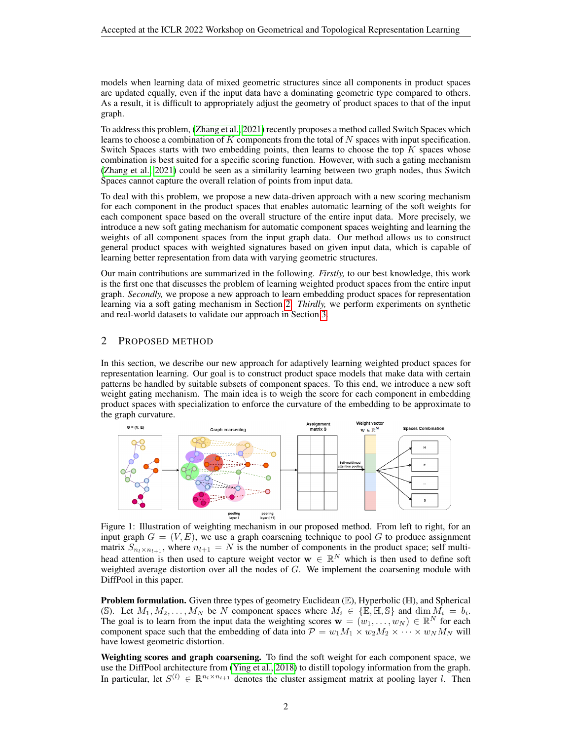models when learning data of mixed geometric structures since all components in product spaces are updated equally, even if the input data have a dominating geometric type compared to others. As a result, it is difficult to appropriately adjust the geometry of product spaces to that of the input graph.

To address this problem, (Zhang et al., 2021) recently proposes a method called Switch Spaces which learns to choose a combination of $K$ components from the total of $N$ spaces with input specification. Switch Spaces starts with two embedding points, then learns to choose the top $K$ spaces whose combination is best suited for a specific scoring function. However, with such a gating mechanism (Zhang et al., 2021) could be seen as a similarity learning between two graph nodes, thus Switch Spaces cannot capture the overall relation of points from input data.

To deal with this problem, we propose a new data-driven approach with a new scoring mechanism for each component in the product spaces that enables automatic learning of the soft weights for each component space based on the overall structure of the entire input data. More precisely, we introduce a new soft gating mechanism for automatic component spaces weighting and learning the weights of all component spaces from the input graph data. Our method allows us to construct general product spaces with weighted signatures based on given input data, which is capable of learning better representation from data with varying geometric structures.

Our main contributions are summarized in the following. *Firstly,* to our best knowledge, this work is the first one that discusses the problem of learning weighted product spaces from the entire input graph. *Secondly,* we propose a new approach to learn embedding product spaces for representation learning via a soft gating mechanism in Section 2. *Thirdly,* we perform experiments on synthetic and real-world datasets to validate our approach in Section 3.

## 2 Proposed Method

In this section, we describe our new approach for adaptively learning weighted product spaces for representation learning. Our goal is to construct product space models that make data with certain patterns be handled by suitable subsets of component spaces. To this end, we introduce a new soft weight gating mechanism. The main idea is to weigh the score for each component in embedding product spaces with specialization to enforce the curvature of the embedding to be approximate to the graph curvature.

Figure 1: Illustration of weighting mechanism in our proposed method. From left to right, for an input graph $G = (V, E)$, we use a graph coarsening technique to pool $G$ to produce assignment matrix $S_{n_l \times n_{l+1}}$, where $n_{l+1} = N$ is the number of components in the product space; self multi-head attention is then used to capture weight vector $\mathbf{w} \in \mathbb{R}^N$ which is then used to define soft weighted average distortion over all the nodes of $G$. We implement the coarsening module with DiffPool in this paper.

**Problem formulation.** Given three types of geometry Euclidean ($\mathbb{E}$), Hyperbolic ($\mathbb{H}$), and Spherical ($\mathbb{S}$). Let $M_1, M_2, \ldots, M_N$ be $N$ component spaces where $M_i \in \{\mathbb{E}, \mathbb{H}, \mathbb{S}\}$ and $\dim M_i = b_i$. The goal is to learn from the input data the weighting scores $\mathbf{w} = (w_1, \ldots, w_N) \in \mathbb{R}^N$ for each component space such that the embedding of data into $\mathcal{P} = w_1 M_1 \times w_2 M_2 \times \cdots \times w_N M_N$ will have lowest geometric distortion.

**Weighting scores and graph coarsening.** To find the soft weight for each component space, we use the DiffPool architecture from (Ying et al., 2018) to distill topology information from the graph. In particular, let $S^{(l)} \in \mathbb{R}^{n_l \times n_{l+1}}$ denotes the cluster assigment matrix at pooling layer $l$. Then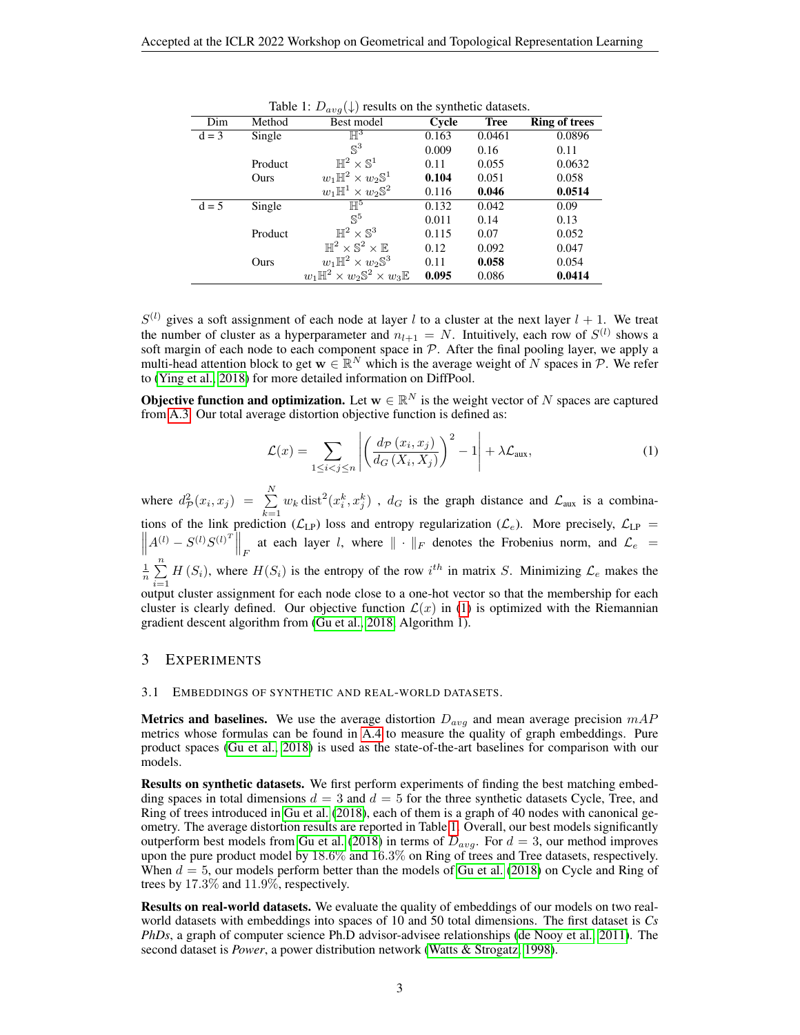Table 1: $D_{avg}(\downarrow)$ results on the synthetic datasets.

| Dim | Method | Best model | **Cycle** | **Tree** | **Ring of trees** |
|---|---|---|---|---|---|
| d = 3 | Single | $\mathbb{H}^3$ | 0.163 | 0.0461 | 0.0896 |
| | | $\mathbb{S}^3$ | 0.009 | 0.16 | 0.11 |
| | Product | $\mathbb{H}^2 \times \mathbb{S}^1$ | 0.11 | 0.055 | 0.0632 |
| | Ours | $w_1\mathbb{H}^2 \times w_2\mathbb{S}^1$ | **0.104** | 0.051 | 0.058 |
| | | $w_1\mathbb{H}^1 \times w_2\mathbb{S}^2$ | 0.116 | **0.046** | **0.0514** |
| d = 5 | Single | $\mathbb{H}^5$ | 0.132 | 0.042 | 0.09 |
| | | $\mathbb{S}^5$ | 0.011 | 0.14 | 0.13 |
| | Product | $\mathbb{H}^2 \times \mathbb{S}^3$ | 0.115 | 0.07 | 0.052 |
| | | $\mathbb{H}^2 \times \mathbb{S}^2 \times \mathbb{E}$ | 0.12 | 0.092 | 0.047 |
| | Ours | $w_1\mathbb{H}^2 \times w_2\mathbb{S}^3$ | 0.11 | **0.058** | 0.054 |
| | | $w_1\mathbb{H}^2 \times w_2\mathbb{S}^2 \times w_3\mathbb{E}$ | **0.095** | 0.086 | **0.0414** |

$S^{(l)}$ gives a soft assignment of each node at layer $l$ to a cluster at the next layer $l+1$. We treat the number of cluster as a hyperparameter and $n_{l+1} = N$. Intuitively, each row of $S^{(l)}$ shows a soft margin of each node to each component space in $\mathcal{P}$. After the final pooling layer, we apply a multi-head attention block to get $\mathbf{w} \in \mathbb{R}^N$ which is the average weight of $N$ spaces in $\mathcal{P}$. We refer to (Ying et al., 2018) for more detailed information on DiffPool.

**Objective function and optimization.** Let $\mathbf{w} \in \mathbb{R}^N$ is the weight vector of $N$ spaces are captured from A.3. Our total average distortion objective function is defined as:

$$\mathcal{L}(x) = \sum_{1 \leq i < j \leq n} \left| \left( \frac{d_{\mathcal{P}}(x_i, x_j)}{d_G(X_i, X_j)} \right)^2 - 1 \right| + \lambda \mathcal{L}_{\text{aux}}, \tag{1}$$

where $d^2_{\mathcal{P}}(x_i, x_j) = \sum_{k=1}^{N} w_k \operatorname{dist}^2(x_i^k, x_j^k)$ , $d_G$ is the graph distance and $\mathcal{L}_{\text{aux}}$ is a combinations of the link prediction ($\mathcal{L}_{\text{LP}}$) loss and entropy regularization ($\mathcal{L}_e$). More precisely, $\mathcal{L}_{\text{LP}} = \left\| A^{(l)} - S^{(l)} S^{(l)^T} \right\|_F$ at each layer $l$, where $\| \cdot \|_F$ denotes the Frobenius norm, and $\mathcal{L}_e = \frac{1}{n} \sum_{i=1}^{n} H(S_i)$, where $H(S_i)$ is the entropy of the row $i^{th}$ in matrix $S$. Minimizing $\mathcal{L}_e$ makes the output cluster assignment for each node close to a one-hot vector so that the membership for each cluster is clearly defined. Our objective function $\mathcal{L}(x)$ in (1) is optimized with the Riemannian gradient descent algorithm from (Gu et al., 2018, Algorithm 1).

# 3 Experiments

## 3.1 Embeddings of synthetic and real-world datasets.

**Metrics and baselines.** We use the average distortion $D_{avg}$ and mean average precision $mAP$ metrics whose formulas can be found in A.4 to measure the quality of graph embeddings. Pure product spaces (Gu et al., 2018) is used as the state-of-the-art baselines for comparison with our models.

**Results on synthetic datasets.** We first perform experiments of finding the best matching embedding spaces in total dimensions $d = 3$ and $d = 5$ for the three synthetic datasets Cycle, Tree, and Ring of trees introduced in Gu et al. (2018), each of them is a graph of 40 nodes with canonical geometry. The average distortion results are reported in Table 1. Overall, our best models significantly outperform best models from Gu et al. (2018) in terms of $D_{avg}$. For $d = 3$, our method improves upon the pure product model by 18.6% and 16.3% on Ring of trees and Tree datasets, respectively. When $d = 5$, our models perform better than the models of Gu et al. (2018) on Cycle and Ring of trees by 17.3% and 11.9%, respectively.

**Results on real-world datasets.** We evaluate the quality of embeddings of our models on two real-world datasets with embeddings into spaces of 10 and 50 total dimensions. The first dataset is *Cs PhDs*, a graph of computer science Ph.D advisor-advisee relationships (de Nooy et al., 2011). The second dataset is *Power*, a power distribution network (Watts & Strogatz, 1998).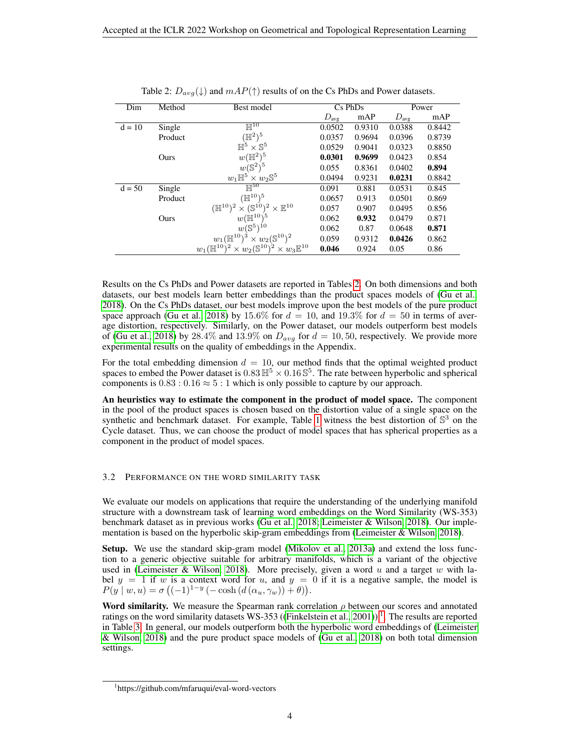Table 2: $D_{avg}(\downarrow)$ and $mAP(\uparrow)$ results of on the Cs PhDs and Power datasets.

| Dim | Method | Best model | Cs PhDs | | Power | |
|---|---|---|---|---|---|---|
| | | | $D_{avg}$ | mAP | $D_{avg}$ | mAP |
| d = 10 | Single | $\mathbb{H}^{10}$ | 0.0502 | 0.9310 | 0.0388 | 0.8442 |
| | Product | $(\mathbb{H}^2)^5$ | 0.0357 | 0.9694 | 0.0396 | 0.8739 |
| | | $\mathbb{H}^5 \times \mathbb{S}^5$ | 0.0529 | 0.9041 | 0.0323 | 0.8850 |
| | Ours | $w(\mathbb{H}^2)^5$ | **0.0301** | **0.9699** | 0.0423 | 0.854 |
| | | $w(\mathbb{S}^2)^5$ | 0.055 | 0.8361 | 0.0402 | **0.894** |
| | | $w_1\mathbb{H}^5 \times w_2\mathbb{S}^5$ | 0.0494 | 0.9231 | **0.0231** | 0.8842 |
| d = 50 | Single | $\mathbb{H}^{50}$ | 0.091 | 0.881 | 0.0531 | 0.845 |
| | Product | $(\mathbb{H}^{10})^5$ | 0.0657 | 0.913 | 0.0501 | 0.869 |
| | | $(\mathbb{H}^{10})^2 \times (\mathbb{S}^{10})^2 \times \mathbb{E}^{10}$ | 0.057 | 0.907 | 0.0495 | 0.856 |
| | Ours | $w(\mathbb{H}^{10})^5$ | 0.062 | **0.932** | 0.0479 | 0.871 |
| | | $w(\mathbb{S}^5)^{10}$ | 0.062 | 0.87 | 0.0648 | **0.871** |
| | | $w_1(\mathbb{H}^{10})^3 \times w_2(\mathbb{S}^{10})^2$ | 0.059 | 0.9312 | **0.0426** | 0.862 |
| | | $w_1(\mathbb{H}^{10})^2 \times w_2(\mathbb{S}^{10})^2 \times w_3\mathbb{E}^{10}$ | **0.046** | 0.924 | 0.05 | 0.86 |

Results on the Cs PhDs and Power datasets are reported in Tables 2. On both dimensions and both datasets, our best models learn better embeddings than the product spaces models of (Gu et al., 2018). On the Cs PhDs dataset, our best models improve upon the best models of the pure product space approach (Gu et al., 2018) by 15.6% for $d = 10$, and 19.3% for $d = 50$ in terms of average distortion, respectively. Similarly, on the Power dataset, our models outperform best models of (Gu et al., 2018) by 28.4% and 13.9% on $D_{avg}$ for $d = 10, 50$, respectively. We provide more experimental results on the quality of embeddings in the Appendix.

For the total embedding dimension $d = 10$, our method finds that the optimal weighted product spaces to embed the Power dataset is $0.83\,\mathbb{H}^5 \times 0.16\,\mathbb{S}^5$. The rate between hyperbolic and spherical components is $0.83 : 0.16 \approx 5 : 1$ which is only possible to capture by our approach.

**An heuristics way to estimate the component in the product of model space.** The component in the pool of the product spaces is chosen based on the distortion value of a single space on the synthetic and benchmark dataset. For example, Table 1 witness the best distortion of $\mathbb{S}^3$ on the Cycle dataset. Thus, we can choose the product of model spaces that has spherical properties as a component in the product of model spaces.

### 3.2 Performance on the word similarity task

We evaluate our models on applications that require the understanding of the underlying manifold structure with a downstream task of learning word embeddings on the Word Similarity (WS-353) benchmark dataset as in previous works (Gu et al., 2018; Leimeister & Wilson, 2018). Our implementation is based on the hyperbolic skip-gram embeddings from (Leimeister & Wilson, 2018).

**Setup.** We use the standard skip-gram model (Mikolov et al., 2013a) and extend the loss function to a generic objective suitable for arbitrary manifolds, which is a variant of the objective used in (Leimeister & Wilson, 2018). More precisely, given a word $u$ and a target $w$ with label $y = 1$ if $w$ is a context word for $u$, and $y = 0$ if it is a negative sample, the model is $P(y \mid w, u) = \sigma\left((-1)^{1-y}\left(-\cosh\left(d\left(\alpha_u, \gamma_w\right)\right) + \theta\right)\right)$.

**Word similarity.** We measure the Spearman rank correlation $\rho$ between our scores and annotated ratings on the word similarity datasets WS-353 ((Finkelstein et al., 2001))[1]. The results are reported in Table 3. In general, our models outperform both the hyperbolic word embeddings of (Leimeister & Wilson, 2018) and the pure product space models of (Gu et al., 2018) on both total dimension settings.

[1] https://github.com/mfaruqui/eval-word-vectors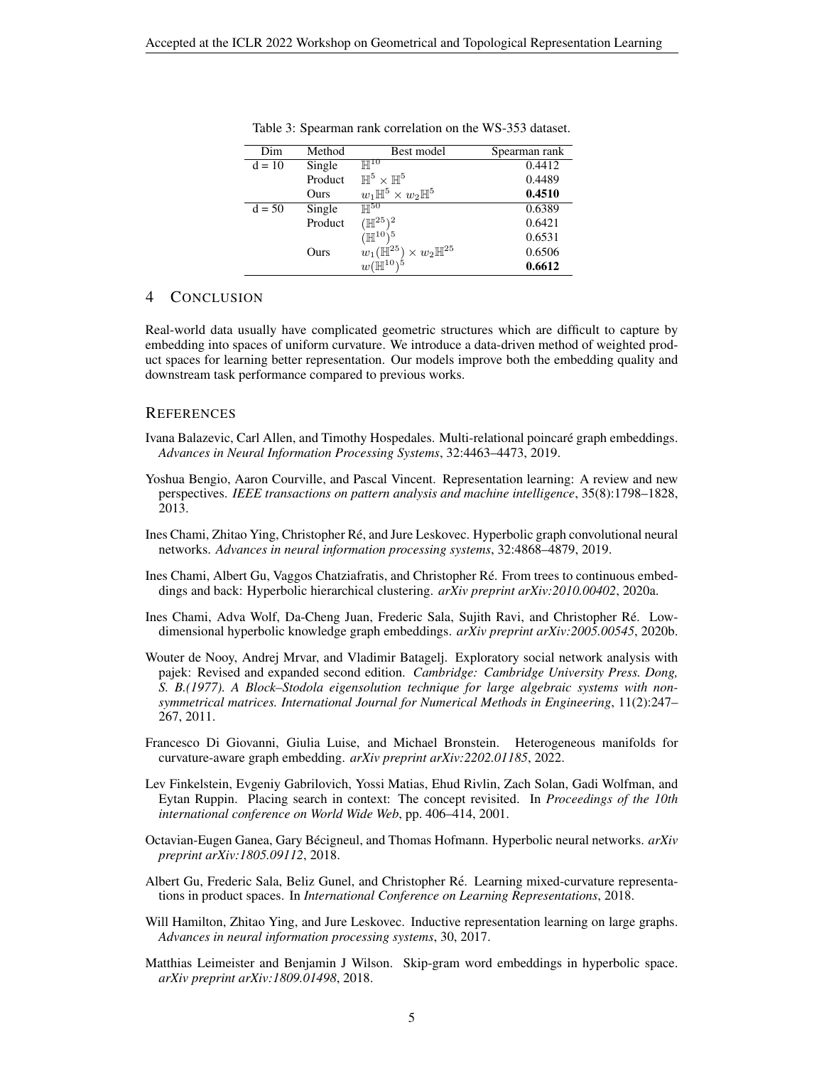Table 3: Spearman rank correlation on the WS-353 dataset.

| Dim | Method | Best model | Spearman rank |
|---|---|---|---|
| d = 10 | Single | $\mathbb{H}^{10}$ | 0.4412 |
| | Product | $\mathbb{H}^5 \times \mathbb{H}^5$ | 0.4489 |
| | Ours | $w_1\mathbb{H}^5 \times w_2\mathbb{H}^5$ | **0.4510** |
| d = 50 | Single | $\mathbb{H}^{50}$ | 0.6389 |
| | Product | $(\mathbb{H}^{25})^2$ | 0.6421 |
| | | $(\mathbb{H}^{10})^5$ | 0.6531 |
| | Ours | $w_1(\mathbb{H}^{25}) \times w_2\mathbb{H}^{25}$ | 0.6506 |
| | | $w(\mathbb{H}^{10})^5$ | **0.6612** |

## 4 Conclusion

Real-world data usually have complicated geometric structures which are difficult to capture by embedding into spaces of uniform curvature. We introduce a data-driven method of weighted product spaces for learning better representation. Our models improve both the embedding quality and downstream task performance compared to previous works.

## References

Ivana Balazevic, Carl Allen, and Timothy Hospedales. Multi-relational poincaré graph embeddings. *Advances in Neural Information Processing Systems*, 32:4463–4473, 2019.

Yoshua Bengio, Aaron Courville, and Pascal Vincent. Representation learning: A review and new perspectives. *IEEE transactions on pattern analysis and machine intelligence*, 35(8):1798–1828, 2013.

Ines Chami, Zhitao Ying, Christopher Ré, and Jure Leskovec. Hyperbolic graph convolutional neural networks. *Advances in neural information processing systems*, 32:4868–4879, 2019.

Ines Chami, Albert Gu, Vaggos Chatziafratis, and Christopher Ré. From trees to continuous embeddings and back: Hyperbolic hierarchical clustering. *arXiv preprint arXiv:2010.00402*, 2020a.

Ines Chami, Adva Wolf, Da-Cheng Juan, Frederic Sala, Sujith Ravi, and Christopher Ré. Low-dimensional hyperbolic knowledge graph embeddings. *arXiv preprint arXiv:2005.00545*, 2020b.

Wouter de Nooy, Andrej Mrvar, and Vladimir Batagelj. Exploratory social network analysis with pajek: Revised and expanded second edition. *Cambridge: Cambridge University Press. Dong, S. B.(1977). A Block–Stodola eigensolution technique for large algebraic systems with non-symmetrical matrices. International Journal for Numerical Methods in Engineering*, 11(2):247–267, 2011.

Francesco Di Giovanni, Giulia Luise, and Michael Bronstein. Heterogeneous manifolds for curvature-aware graph embedding. *arXiv preprint arXiv:2202.01185*, 2022.

Lev Finkelstein, Evgeniy Gabrilovich, Yossi Matias, Ehud Rivlin, Zach Solan, Gadi Wolfman, and Eytan Ruppin. Placing search in context: The concept revisited. In *Proceedings of the 10th international conference on World Wide Web*, pp. 406–414, 2001.

Octavian-Eugen Ganea, Gary Bécigneul, and Thomas Hofmann. Hyperbolic neural networks. *arXiv preprint arXiv:1805.09112*, 2018.

Albert Gu, Frederic Sala, Beliz Gunel, and Christopher Ré. Learning mixed-curvature representations in product spaces. In *International Conference on Learning Representations*, 2018.

Will Hamilton, Zhitao Ying, and Jure Leskovec. Inductive representation learning on large graphs. *Advances in neural information processing systems*, 30, 2017.

Matthias Leimeister and Benjamin J Wilson. Skip-gram word embeddings in hyperbolic space. *arXiv preprint arXiv:1809.01498*, 2018.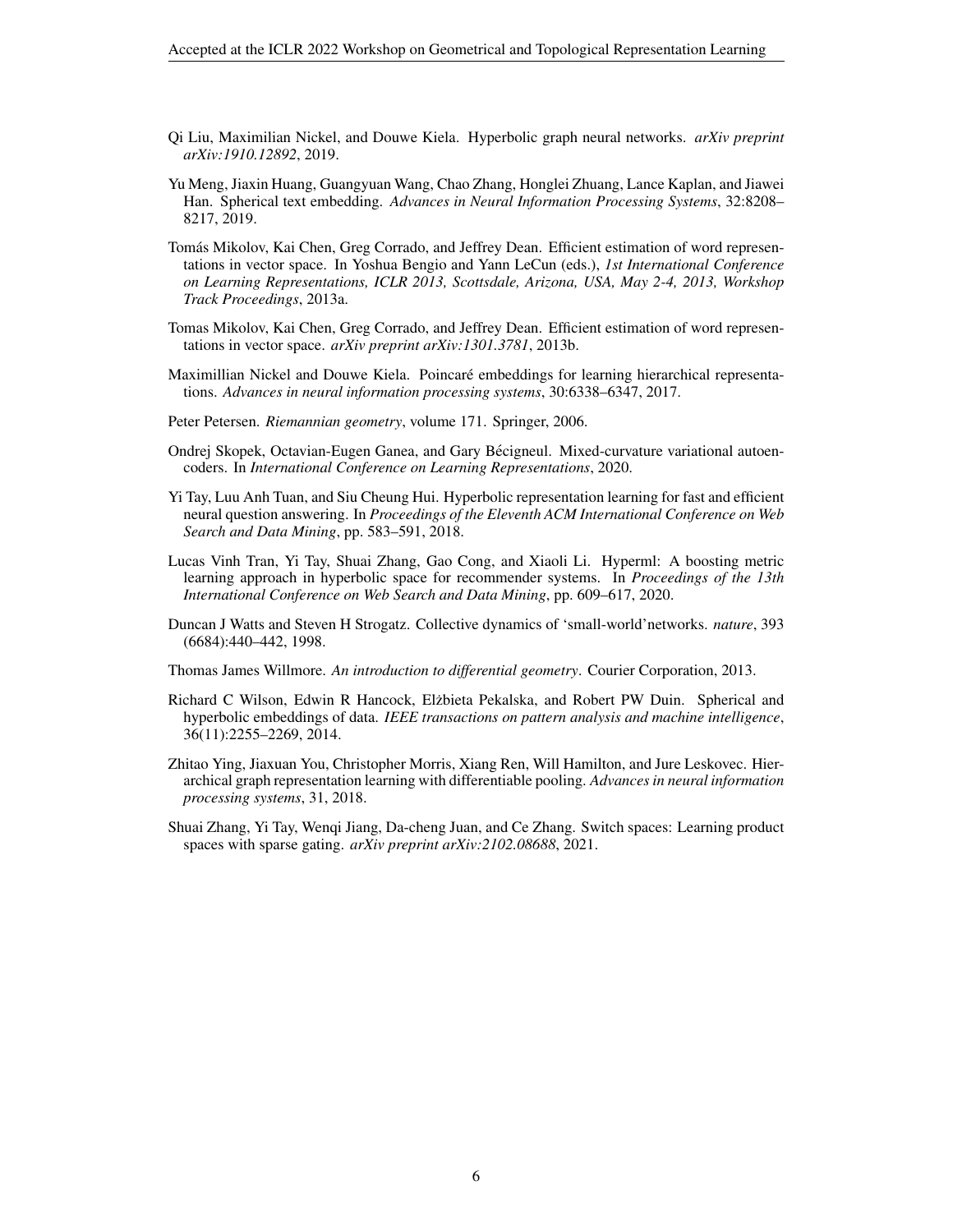Qi Liu, Maximilian Nickel, and Douwe Kiela. Hyperbolic graph neural networks. *arXiv preprint arXiv:1910.12892*, 2019.

Yu Meng, Jiaxin Huang, Guangyuan Wang, Chao Zhang, Honglei Zhuang, Lance Kaplan, and Jiawei Han. Spherical text embedding. *Advances in Neural Information Processing Systems*, 32:8208–8217, 2019.

Tomás Mikolov, Kai Chen, Greg Corrado, and Jeffrey Dean. Efficient estimation of word representations in vector space. In Yoshua Bengio and Yann LeCun (eds.), *1st International Conference on Learning Representations, ICLR 2013, Scottsdale, Arizona, USA, May 2-4, 2013, Workshop Track Proceedings*, 2013a.

Tomas Mikolov, Kai Chen, Greg Corrado, and Jeffrey Dean. Efficient estimation of word representations in vector space. *arXiv preprint arXiv:1301.3781*, 2013b.

Maximillian Nickel and Douwe Kiela. Poincaré embeddings for learning hierarchical representations. *Advances in neural information processing systems*, 30:6338–6347, 2017.

Peter Petersen. *Riemannian geometry*, volume 171. Springer, 2006.

Ondrej Skopek, Octavian-Eugen Ganea, and Gary Bécigneul. Mixed-curvature variational autoencoders. In *International Conference on Learning Representations*, 2020.

Yi Tay, Luu Anh Tuan, and Siu Cheung Hui. Hyperbolic representation learning for fast and efficient neural question answering. In *Proceedings of the Eleventh ACM International Conference on Web Search and Data Mining*, pp. 583–591, 2018.

Lucas Vinh Tran, Yi Tay, Shuai Zhang, Gao Cong, and Xiaoli Li. Hyperml: A boosting metric learning approach in hyperbolic space for recommender systems. In *Proceedings of the 13th International Conference on Web Search and Data Mining*, pp. 609–617, 2020.

Duncan J Watts and Steven H Strogatz. Collective dynamics of 'small-world'networks. *nature*, 393 (6684):440–442, 1998.

Thomas James Willmore. *An introduction to differential geometry*. Courier Corporation, 2013.

Richard C Wilson, Edwin R Hancock, Elżbieta Pekalska, and Robert PW Duin. Spherical and hyperbolic embeddings of data. *IEEE transactions on pattern analysis and machine intelligence*, 36(11):2255–2269, 2014.

Zhitao Ying, Jiaxuan You, Christopher Morris, Xiang Ren, Will Hamilton, and Jure Leskovec. Hierarchical graph representation learning with differentiable pooling. *Advances in neural information processing systems*, 31, 2018.

Shuai Zhang, Yi Tay, Wenqi Jiang, Da-cheng Juan, and Ce Zhang. Switch spaces: Learning product spaces with sparse gating. *arXiv preprint arXiv:2102.08688*, 2021.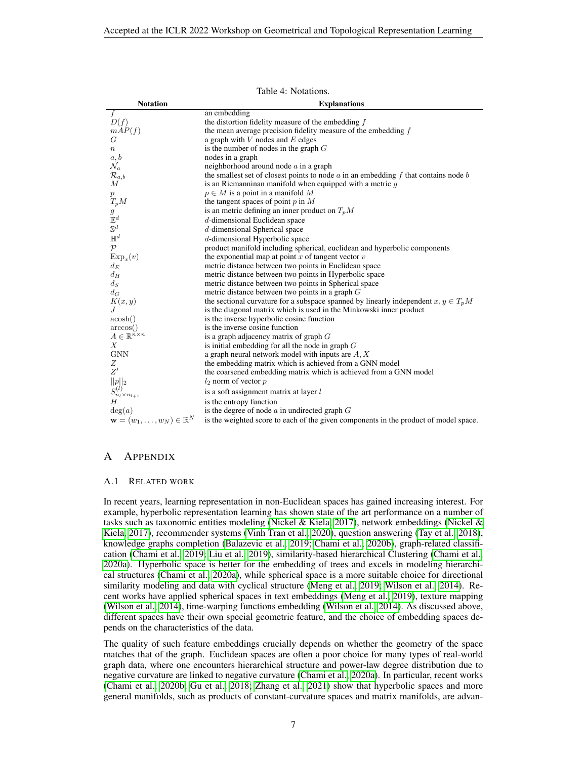Table 4: Notations.

| Notation | Explanations |
|---|---|
| $f$ | an embedding |
| $D(f)$ | the distortion fidelity measure of the embedding $f$ |
| $mAP(f)$ | the mean average precision fidelity measure of the embedding $f$ |
| $G$ | a graph with $V$ nodes and $E$ edges |
| $n$ | is the number of nodes in the graph $G$ |
| $a, b$ | nodes in a graph |
| $\mathcal{N}_a$ | neighborhood around node $a$ in a graph |
| $\mathcal{R}_{a,b}$ | the smallest set of closest points to node $a$ in an embedding $f$ that contains node $b$ |
| $M$ | is an Riemanninan manifold when equipped with a metric $g$ |
| $p$ | $p \in M$ is a point in a manifold $M$ |
| $T_p M$ | the tangent spaces of point $p$ in $M$ |
| $g$ | is an metric defining an inner product on $T_p M$ |
| $\mathbb{E}^d$ | $d$-dimensional Euclidean space |
| $\mathbb{S}^d$ | $d$-dimensional Spherical space |
| $\mathbb{H}^d$ | $d$-dimensional Hyperbolic space |
| $\mathcal{P}$ | product manifold including spherical, euclidean and hyperbolic components |
| $\text{Exp}_x(v)$ | the exponential map at point $x$ of tangent vector $v$ |
| $d_E$ | metric distance between two points in Euclidean space |
| $d_H$ | metric distance between two points in Hyperbolic space |
| $d_S$ | metric distance between two points in Spherical space |
| $d_G$ | metric distance between two points in a graph $G$ |
| $K(x, y)$ | the sectional curvature for a subspace spanned by linearly independent $x, y \in T_p M$ |
| $J$ | is the diagonal matrix which is used in the Minkowski inner product |
| $\text{acosh}()$ | is the inverse hyperbolic cosine function |
| $\arccos()$ | is the inverse cosine function |
| $A \in \mathbb{R}^{n \times n}$ | is a graph adjacency matrix of graph $G$ |
| $X$ | is initial embedding for all the node in graph $G$ |
| GNN | a graph neural network model with inputs are $A, X$ |
| $Z$ | the embedding matrix which is achieved from a GNN model |
| $Z'$ | the coarsened embedding matrix which is achieved from a GNN model |
| $\|\|p\|\|_2$ | $l_2$ norm of vector $p$ |
| $S^{(l)}_{n_l \times n_{l+1}}$ | is a soft assignment matrix at layer $l$ |
| $H$ | is the entropy function |
| $\deg(a)$ | is the degree of node $a$ in undirected graph $G$ |
| $\mathbf{w} = (w_1, \ldots, w_N) \in \mathbb{R}^N$ | is the weighted score to each of the given components in the product of model space. |

# A Appendix

## A.1 Related work

In recent years, learning representation in non-Euclidean spaces has gained increasing interest. For example, hyperbolic representation learning has shown state of the art performance on a number of tasks such as taxonomic entities modeling (Nickel & Kiela, 2017), network embeddings (Nickel & Kiela, 2017), recommender systems (Vinh Tran et al., 2020), question answering (Tay et al., 2018), knowledge graphs completion (Balazevic et al., 2019; Chami et al., 2020b), graph-related classification (Chami et al., 2019; Liu et al., 2019), similarity-based hierarchical Clustering (Chami et al., 2020a). Hyperbolic space is better for the embedding of trees and excels in modeling hierarchical structures (Chami et al., 2020a), while spherical space is a more suitable choice for directional similarity modeling and data with cyclical structure (Meng et al., 2019; Wilson et al., 2014). Recent works have applied spherical spaces in text embeddings (Meng et al., 2019), texture mapping (Wilson et al., 2014), time-warping functions embedding (Wilson et al., 2014). As discussed above, different spaces have their own special geometric feature, and the choice of embedding spaces depends on the characteristics of the data.

The quality of such feature embeddings crucially depends on whether the geometry of the space matches that of the graph. Euclidean spaces are often a poor choice for many types of real-world graph data, where one encounters hierarchical structure and power-law degree distribution due to negative curvature are linked to negative curvature (Chami et al., 2020a). In particular, recent works (Chami et al., 2020b; Gu et al., 2018; Zhang et al., 2021) show that hyperbolic spaces and more general manifolds, such as products of constant-curvature spaces and matrix manifolds, are advan-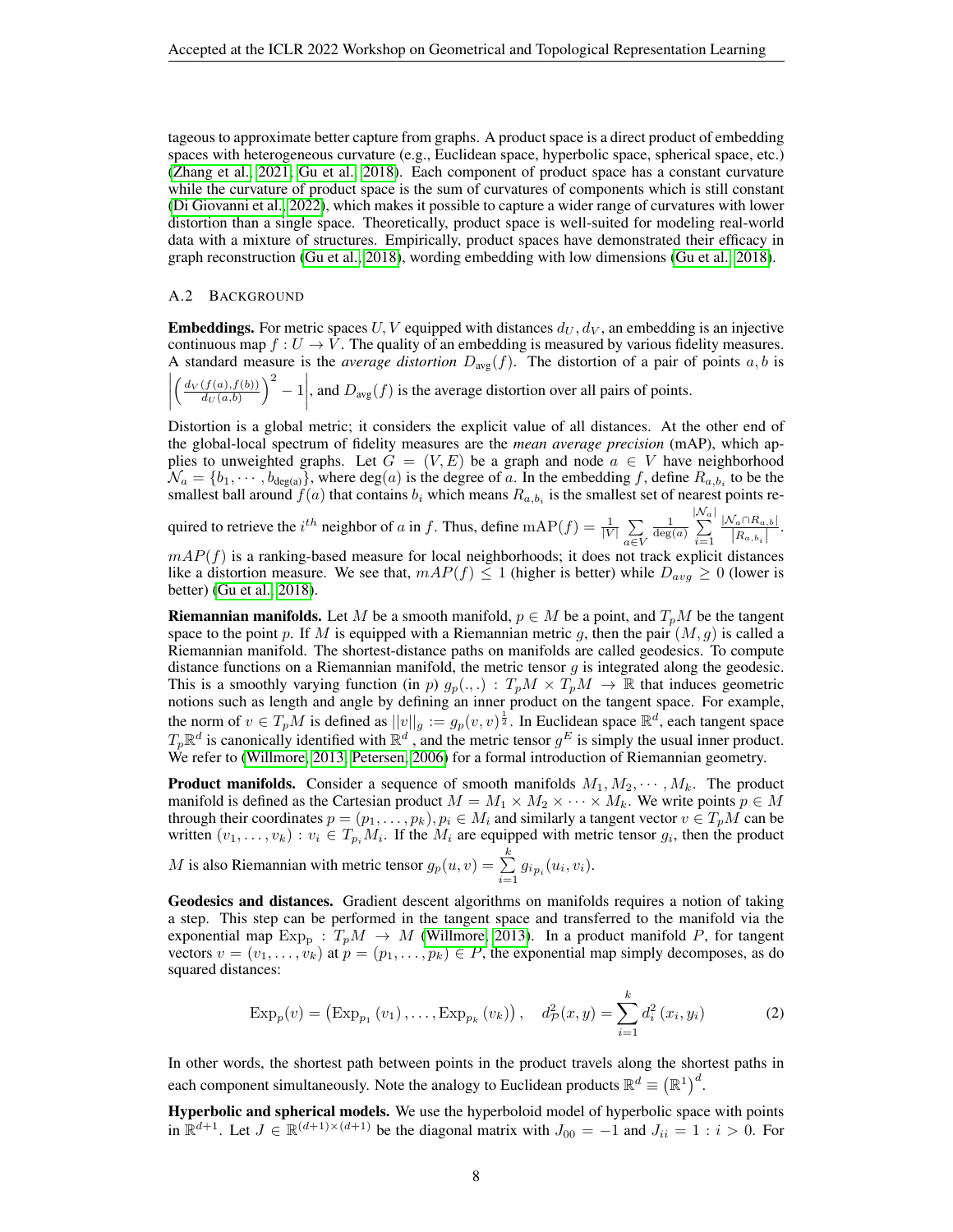tageous to approximate better capture from graphs. A product space is a direct product of embedding spaces with heterogeneous curvature (e.g., Euclidean space, hyperbolic space, spherical space, etc.) (Zhang et al., 2021; Gu et al., 2018). Each component of product space has a constant curvature while the curvature of product space is the sum of curvatures of components which is still constant (Di Giovanni et al., 2022), which makes it possible to capture a wider range of curvatures with lower distortion than a single space. Theoretically, product space is well-suited for modeling real-world data with a mixture of structures. Empirically, product spaces have demonstrated their efficacy in graph reconstruction (Gu et al., 2018), wording embedding with low dimensions (Gu et al., 2018).

### A.2 Background

**Embeddings.** For metric spaces $U, V$ equipped with distances $d_U, d_V$, an embedding is an injective continuous map $f : U \to V$. The quality of an embedding is measured by various fidelity measures. A standard measure is the *average distortion* $D_{\text{avg}}(f)$. The distortion of a pair of points $a, b$ is $\left|\left(\frac{d_V(f(a),f(b))}{d_U(a,b)}\right)^2 - 1\right|$, and $D_{\text{avg}}(f)$ is the average distortion over all pairs of points.

Distortion is a global metric; it considers the explicit value of all distances. At the other end of the global-local spectrum of fidelity measures are the *mean average precision* (mAP), which applies to unweighted graphs. Let $G = (V, E)$ be a graph and node $a \in V$ have neighborhood $\mathcal{N}_a = \{b_1, \cdots, b_{\deg(a)}\}$, where $\deg(a)$ is the degree of $a$. In the embedding $f$, define $R_{a,b_i}$ to be the smallest ball around $f(a)$ that contains $b_i$ which means $R_{a,b_i}$ is the smallest set of nearest points required to retrieve the $i^{th}$ neighbor of $a$ in $f$. Thus, define $\text{mAP}(f) = \frac{1}{|V|}\sum\limits_{a\in V}\frac{1}{\deg(a)}\sum\limits_{i=1}^{|\mathcal{N}_a|}\frac{|\mathcal{N}_a \cap R_{a,b}|}{|R_{a,b_i}|}$.

$mAP(f)$ is a ranking-based measure for local neighborhoods; it does not track explicit distances like a distortion measure. We see that, $mAP(f) \leq 1$ (higher is better) while $D_{avg} \geq 0$ (lower is better) (Gu et al., 2018).

**Riemannian manifolds.** Let $M$ be a smooth manifold, $p \in M$ be a point, and $T_pM$ be the tangent space to the point $p$. If $M$ is equipped with a Riemannian metric $g$, then the pair $(M, g)$ is called a Riemannian manifold. The shortest-distance paths on manifolds are called geodesics. To compute distance functions on a Riemannian manifold, the metric tensor $g$ is integrated along the geodesic. This is a smoothly varying function (in $p$) $g_p(.,.) : T_pM \times T_pM \to \mathbb{R}$ that induces geometric notions such as length and angle by defining an inner product on the tangent space. For example, the norm of $v \in T_pM$ is defined as $||v||_g := g_p(v, v)^{\frac{1}{2}}$. In Euclidean space $\mathbb{R}^d$, each tangent space $T_p\mathbb{R}^d$ is canonically identified with $\mathbb{R}^d$ , and the metric tensor $g^E$ is simply the usual inner product. We refer to (Willmore, 2013; Petersen, 2006) for a formal introduction of Riemannian geometry.

**Product manifolds.** Consider a sequence of smooth manifolds $M_1, M_2, \cdots, M_k$. The product manifold is defined as the Cartesian product $M = M_1 \times M_2 \times \cdots \times M_k$. We write points $p \in M$ through their coordinates $p = (p_1, \ldots, p_k), p_i \in M_i$ and similarly a tangent vector $v \in T_pM$ can be written $(v_1, \ldots, v_k) : v_i \in T_{p_i}M_i$. If the $M_i$ are equipped with metric tensor $g_i$, then the product $M$ is also Riemannian with metric tensor $g_p(u, v) = \sum\limits_{i=1}^{k} g_{i\,p_i}(u_i, v_i)$.

**Geodesics and distances.** Gradient descent algorithms on manifolds requires a notion of taking a step. This step can be performed in the tangent space and transferred to the manifold via the exponential map $\text{Exp}_\text{p} : T_pM \to M$ (Willmore, 2013). In a product manifold $P$, for tangent vectors $v = (v_1, \ldots, v_k)$ at $p = (p_1, \ldots, p_k) \in P$, the exponential map simply decomposes, as do squared distances:

$$\text{Exp}_p(v) = \left(\text{Exp}_{p_1}(v_1), \ldots, \text{Exp}_{p_k}(v_k)\right), \quad d_{\mathcal{P}}^2(x, y) = \sum_{i=1}^{k} d_i^2(x_i, y_i) \tag{2}$$

In other words, the shortest path between points in the product travels along the shortest paths in each component simultaneously. Note the analogy to Euclidean products $\mathbb{R}^d \equiv \left(\mathbb{R}^1\right)^d$.

**Hyperbolic and spherical models.** We use the hyperboloid model of hyperbolic space with points in $\mathbb{R}^{d+1}$. Let $J \in \mathbb{R}^{(d+1)\times(d+1)}$ be the diagonal matrix with $J_{00} = -1$ and $J_{ii} = 1 : i > 0$. For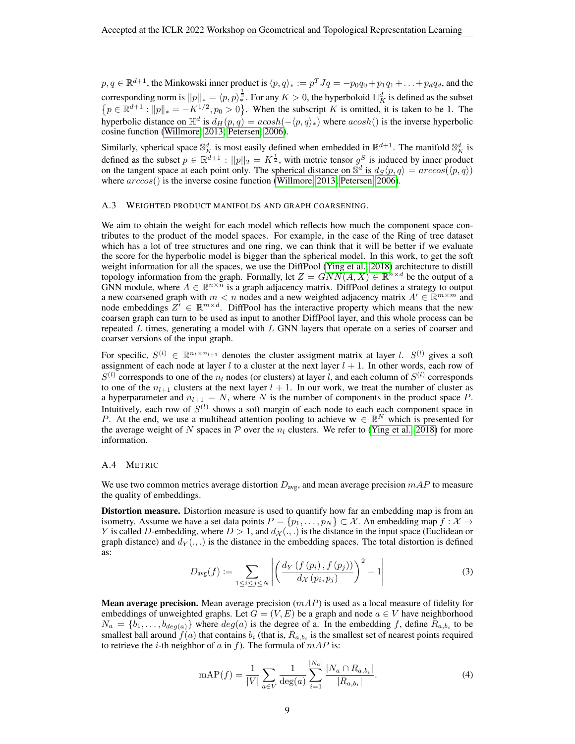$p, q \in \mathbb{R}^{d+1}$, the Minkowski inner product is $\langle p, q\rangle_* := p^T J q = -p_0 q_0 + p_1 q_1 + \ldots + p_d q_d$, and the corresponding norm is $||p||_* = \langle p, p\rangle_*^{\frac{1}{2}}$. For any $K > 0$, the hyperboloid $\mathbb{H}_K^d$ is defined as the subset $\left\{p \in \mathbb{R}^{d+1} : \|p\|_* = -K^{1/2}, p_0 > 0\right\}$. When the subscript $K$ is omitted, it is taken to be 1. The hyperbolic distance on $\mathbb{H}^d$ is $d_H(p, q) = acosh(-\langle p, q\rangle_*)$ where $acosh()$ is the inverse hyperbolic cosine function (Willmore, 2013; Petersen, 2006).

Similarly, spherical space $\mathbb{S}_K^d$ is most easily defined when embedded in $\mathbb{R}^{d+1}$. The manifold $\mathbb{S}_K^d$ is defined as the subset $p \in \mathbb{R}^{d+1} : ||p||_2 = K^{\frac{1}{2}}$, with metric tensor $g^S$ is induced by inner product on the tangent space at each point only. The spherical distance on $\mathbb{S}^d$ is $d_S\langle p, q\rangle = arccos(\langle p, q\rangle)$ where $arccos()$ is the inverse cosine function (Willmore, 2013; Petersen, 2006).

### A.3 Weighted product manifolds and graph coarsening.

We aim to obtain the weight for each model which reflects how much the component space contributes to the product of the model spaces. For example, in the case of the Ring of tree dataset which has a lot of tree structures and one ring, we can think that it will be better if we evaluate the score for the hyperbolic model is bigger than the spherical model. In this work, to get the soft weight information for all the spaces, we use the DiffPool (Ying et al., 2018) architecture to distill topology information from the graph. Formally, let $Z = GNN(A, X) \in \mathbb{R}^{n \times d}$ be the output of a GNN module, where $A \in \mathbb{R}^{n \times n}$ is a graph adjacency matrix. DiffPool defines a strategy to output a new coarsened graph with $m < n$ nodes and a new weighted adjacency matrix $A' \in \mathbb{R}^{m \times m}$ and node embeddings $Z' \in \mathbb{R}^{m \times d}$. DiffPool has the interactive property which means that the new coarsen graph can turn to be used as input to another DiffPool layer, and this whole process can be repeated $L$ times, generating a model with $L$ GNN layers that operate on a series of coarser and coarser versions of the input graph.

For specific, $S^{(l)} \in \mathbb{R}^{n_l \times n_{l+1}}$ denotes the cluster assigment matrix at layer $l$. $S^{(l)}$ gives a soft assignment of each node at layer $l$ to a cluster at the next layer $l+1$. In other words, each row of $S^{(l)}$ corresponds to one of the $n_l$ nodes (or clusters) at layer $l$, and each column of $S^{(l)}$ corresponds to one of the $n_{l+1}$ clusters at the next layer $l+1$. In our work, we treat the number of cluster as a hyperparameter and $n_{l+1} = N$, where $N$ is the number of components in the product space $P$. Intuitively, each row of $S^{(l)}$ shows a soft margin of each node to each each component space in $P$. At the end, we use a multihead attention pooling to achieve $\mathbf{w} \in \mathbb{R}^N$ which is presented for the average weight of $N$ spaces in $\mathcal{P}$ over the $n_l$ clusters. We refer to (Ying et al., 2018) for more information.

### A.4 Metric

We use two common metrics average distortion $D_{\text{avg}}$, and mean average precision $mAP$ to measure the quality of embeddings.

**Distortion measure.** Distortion measure is used to quantify how far an embedding map is from an isometry. Assume we have a set data points $P = \{p_1, \ldots, p_N\} \subset \mathcal{X}$. An embedding map $f : \mathcal{X} \to Y$ is called $D$-embedding, where $D > 1$, and $d_{\mathcal{X}}(.,.)$ is the distance in the input space (Euclidean or graph distance) and $d_Y(.,.)$ is the distance in the embedding spaces. The total distortion is defined as:

$$D_{\text{avg}}(f) := \sum_{1 \leq i \leq j \leq N} \left| \left( \frac{d_Y\left(f\left(p_i\right), f\left(p_j\right)\right)}{d_{\mathcal{X}}\left(p_i, p_j\right)} \right)^2 - 1 \right| \tag{3}$$

**Mean average precision.** Mean average precision ($mAP$) is used as a local measure of fidelity for embeddings of unweighted graphs. Let $G = (V, E)$ be a graph and node $a \in V$ have neighborhood $N_a = \{b_1, \ldots, b_{deg(a)}\}$ where $deg(a)$ is the degree of a. In the embedding $f$, define $R_{a,b_i}$ to be smallest ball around $f(a)$ that contains $b_i$ (that is, $R_{a,b_i}$ is the smallest set of nearest points required to retrieve the $i$-th neighbor of $a$ in $f$). The formula of $mAP$ is:

$$\text{mAP}(f) = \frac{1}{|V|} \sum_{a \in V} \frac{1}{\deg(a)} \sum_{i=1}^{|N_a|} \frac{|N_a \cap R_{a,b_i}|}{|R_{a,b_i}|}. \tag{4}$$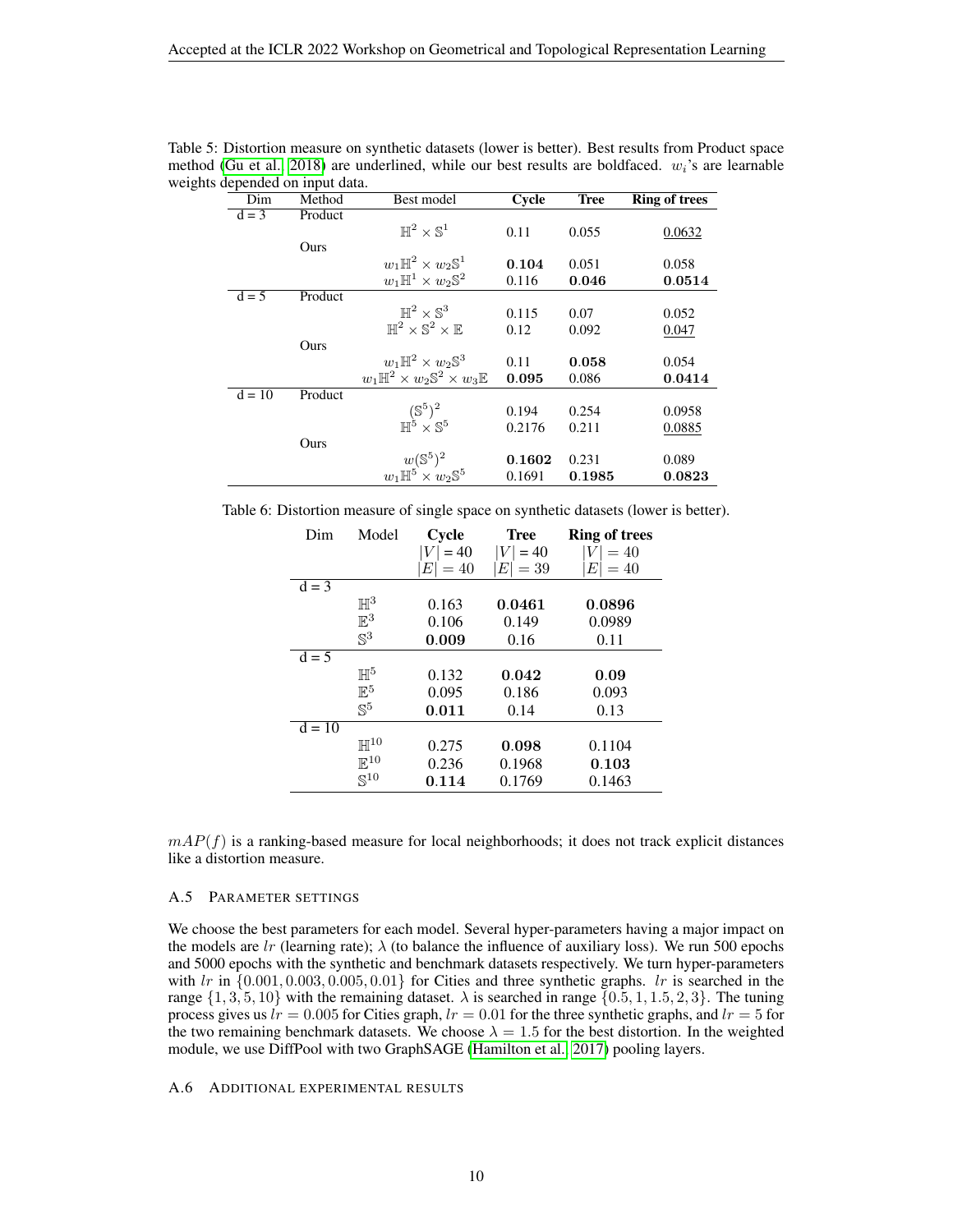Table 5: Distortion measure on synthetic datasets (lower is better). Best results from Product space method (Gu et al., 2018) are underlined, while our best results are boldfaced. $w_i$'s are learnable weights depended on input data.

| Dim | Method | Best model | Cycle | Tree | Ring of trees |
|---|---|---|---|---|---|
| d = 3 | Product | | | | |
| | | $\mathbb{H}^2 \times \mathbb{S}^1$ | 0.11 | 0.055 | <u>0.0632</u> |
| | Ours | | | | |
| | | $w_1\mathbb{H}^2 \times w_2\mathbb{S}^1$ | $\mathbf{0.104}$ | 0.051 | 0.058 |
| | | $w_1\mathbb{H}^1 \times w_2\mathbb{S}^2$ | 0.116 | $\mathbf{0.046}$ | $\mathbf{0.0514}$ |
| d = 5 | Product | | | | |
| | | $\mathbb{H}^2 \times \mathbb{S}^3$ | 0.115 | 0.07 | 0.052 |
| | | $\mathbb{H}^2 \times \mathbb{S}^2 \times \mathbb{E}$ | 0.12 | 0.092 | <u>0.047</u> |
| | Ours | | | | |
| | | $w_1\mathbb{H}^2 \times w_2\mathbb{S}^3$ | 0.11 | $\mathbf{0.058}$ | 0.054 |
| | | $w_1\mathbb{H}^2 \times w_2\mathbb{S}^2 \times w_3\mathbb{E}$ | $\mathbf{0.095}$ | 0.086 | $\mathbf{0.0414}$ |
| d = 10 | Product | | | | |
| | | $(\mathbb{S}^5)^2$ | 0.194 | 0.254 | 0.0958 |
| | | $\mathbb{H}^5 \times \mathbb{S}^5$ | 0.2176 | 0.211 | <u>0.0885</u> |
| | Ours | | | | |
| | | $w(\mathbb{S}^5)^2$ | $\mathbf{0.1602}$ | 0.231 | 0.089 |
| | | $w_1\mathbb{H}^5 \times w_2\mathbb{S}^5$ | 0.1691 | $\mathbf{0.1985}$ | $\mathbf{0.0823}$ |

Table 6: Distortion measure of single space on synthetic datasets (lower is better).

| Dim | Model | Cycle | Tree | Ring of trees |
|---|---|---|---|---|
| | | $\|V\| = 40$ | $\|V\| = 40$ | $\|V\| = 40$ |
| | | $\|E\| = 40$ | $\|E\| = 39$ | $\|E\| = 40$ |
| d = 3 | | | | |
| | $\mathbb{H}^3$ | 0.163 | $\mathbf{0.0461}$ | $\mathbf{0.0896}$ |
| | $\mathbb{E}^3$ | 0.106 | 0.149 | 0.0989 |
| | $\mathbb{S}^3$ | $\mathbf{0.009}$ | 0.16 | 0.11 |
| d = 5 | | | | |
| | $\mathbb{H}^5$ | 0.132 | $\mathbf{0.042}$ | $\mathbf{0.09}$ |
| | $\mathbb{E}^5$ | 0.095 | 0.186 | 0.093 |
| | $\mathbb{S}^5$ | $\mathbf{0.011}$ | 0.14 | 0.13 |
| d = 10 | | | | |
| | $\mathbb{H}^{10}$ | 0.275 | $\mathbf{0.098}$ | 0.1104 |
| | $\mathbb{E}^{10}$ | 0.236 | 0.1968 | $\mathbf{0.103}$ |
| | $\mathbb{S}^{10}$ | $\mathbf{0.114}$ | 0.1769 | 0.1463 |

$mAP(f)$ is a ranking-based measure for local neighborhoods; it does not track explicit distances like a distortion measure.

### A.5 Parameter settings

We choose the best parameters for each model. Several hyper-parameters having a major impact on the models are $lr$ (learning rate); $\lambda$ (to balance the influence of auxiliary loss). We run 500 epochs and 5000 epochs with the synthetic and benchmark datasets respectively. We turn hyper-parameters with $lr$ in $\{0.001, 0.003, 0.005, 0.01\}$ for Cities and three synthetic graphs. $lr$ is searched in the range $\{1, 3, 5, 10\}$ with the remaining dataset. $\lambda$ is searched in range $\{0.5, 1, 1.5, 2, 3\}$. The tuning process gives us $lr = 0.005$ for Cities graph, $lr = 0.01$ for the three synthetic graphs, and $lr = 5$ for the two remaining benchmark datasets. We choose $\lambda = 1.5$ for the best distortion. In the weighted module, we use DiffPool with two GraphSAGE (Hamilton et al., 2017) pooling layers.

### A.6 Additional experimental results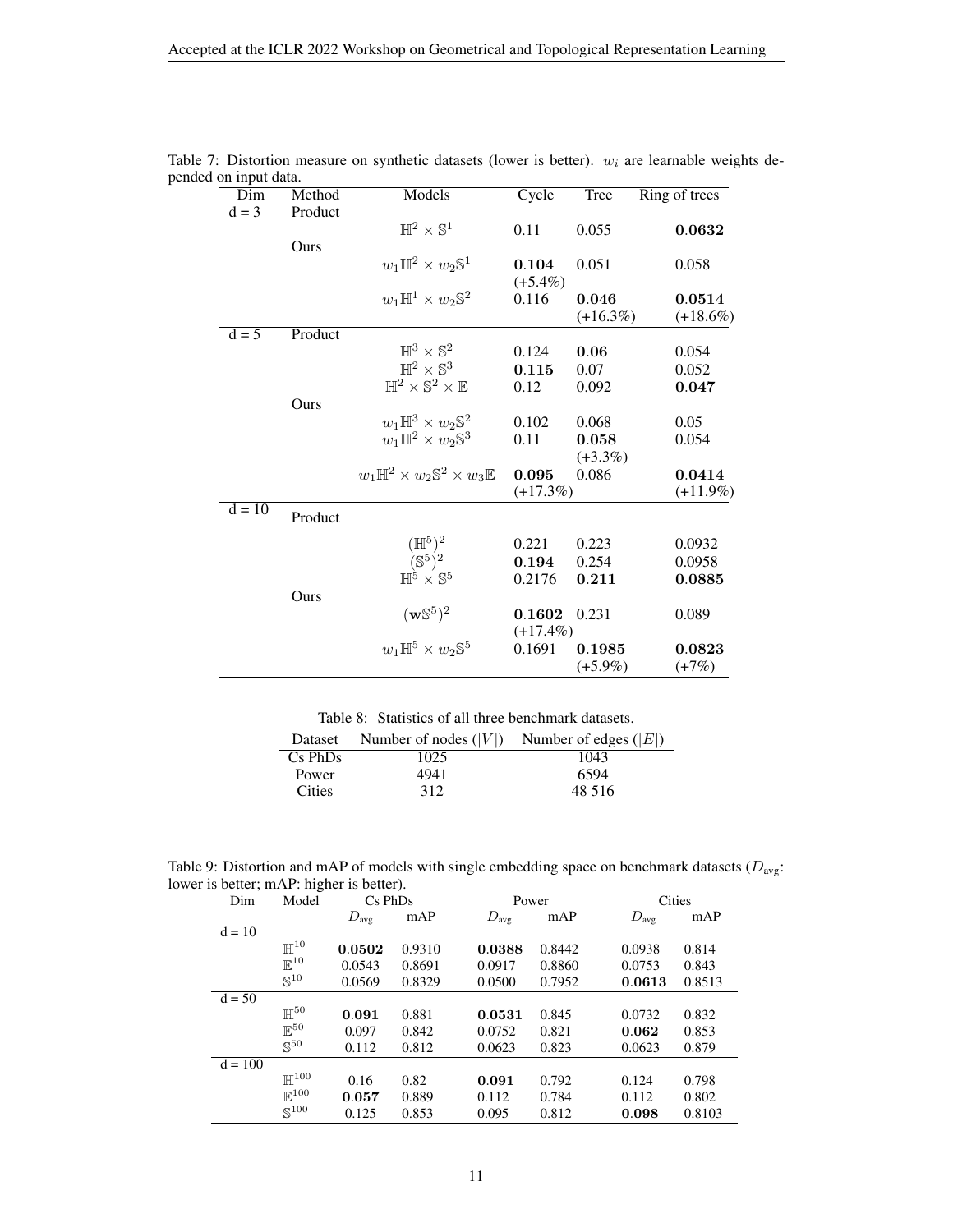Table 7: Distortion measure on synthetic datasets (lower is better). $w_i$ are learnable weights depended on input data.

| Dim | Method | Models | Cycle | Tree | Ring of trees |
|---|---|---|---|---|---|
| d = 3 | Product | | | | |
| | | $\mathbb{H}^2 \times \mathbb{S}^1$ | 0.11 | 0.055 | **0.0632** |
| | Ours | | | | |
| | | $w_1\mathbb{H}^2 \times w_2\mathbb{S}^1$ | **0.104** (+5.4%) | 0.051 | 0.058 |
| | | $w_1\mathbb{H}^1 \times w_2\mathbb{S}^2$ | 0.116 | **0.046** (+16.3%) | **0.0514** (+18.6%) |
| d = 5 | Product | | | | |
| | | $\mathbb{H}^3 \times \mathbb{S}^2$ | 0.124 | **0.06** | 0.054 |
| | | $\mathbb{H}^2 \times \mathbb{S}^3$ | **0.115** | 0.07 | 0.052 |
| | | $\mathbb{H}^2 \times \mathbb{S}^2 \times \mathbb{E}$ | 0.12 | 0.092 | **0.047** |
| | Ours | | | | |
| | | $w_1\mathbb{H}^3 \times w_2\mathbb{S}^2$ | 0.102 | 0.068 | 0.05 |
| | | $w_1\mathbb{H}^2 \times w_2\mathbb{S}^3$ | 0.11 | **0.058** (+3.3%) | 0.054 |
| | | $w_1\mathbb{H}^2 \times w_2\mathbb{S}^2 \times w_3\mathbb{E}$ | **0.095** (+17.3%) | 0.086 | **0.0414** (+11.9%) |
| d = 10 | Product | | | | |
| | | $(\mathbb{H}^5)^2$ | 0.221 | 0.223 | 0.0932 |
| | | $(\mathbb{S}^5)^2$ | **0.194** | 0.254 | 0.0958 |
| | | $\mathbb{H}^5 \times \mathbb{S}^5$ | 0.2176 | **0.211** | **0.0885** |
| | Ours | | | | |
| | | $(\mathbf{w}\mathbb{S}^5)^2$ | **0.1602** (+17.4%) | 0.231 | 0.089 |
| | | $w_1\mathbb{H}^5 \times w_2\mathbb{S}^5$ | 0.1691 | **0.1985** (+5.9%) | **0.0823** (+7%) |

Table 8: Statistics of all three benchmark datasets.

| Dataset | Number of nodes ($\lvert V\rvert$) | Number of edges ($\lvert E\rvert$) |
|---|---|---|
| Cs PhDs | 1025 | 1043 |
| Power | 4941 | 6594 |
| Cities | 312 | 48 516 |

Table 9: Distortion and mAP of models with single embedding space on benchmark datasets ($D_{\text{avg}}$: lower is better; mAP: higher is better).

| Dim | Model | Cs PhDs | | Power | | Cities | |
|---|---|---|---|---|---|---|---|
| | | $D_{\text{avg}}$ | mAP | $D_{\text{avg}}$ | mAP | $D_{\text{avg}}$ | mAP |
| d = 10 | | | | | | | |
| | $\mathbb{H}^{10}$ | **0.0502** | 0.9310 | **0.0388** | 0.8442 | 0.0938 | 0.814 |
| | $\mathbb{E}^{10}$ | 0.0543 | 0.8691 | 0.0917 | 0.8860 | 0.0753 | 0.843 |
| | $\mathbb{S}^{10}$ | 0.0569 | 0.8329 | 0.0500 | 0.7952 | **0.0613** | 0.8513 |
| d = 50 | | | | | | | |
| | $\mathbb{H}^{50}$ | **0.091** | 0.881 | **0.0531** | 0.845 | 0.0732 | 0.832 |
| | $\mathbb{E}^{50}$ | 0.097 | 0.842 | 0.0752 | 0.821 | **0.062** | 0.853 |
| | $\mathbb{S}^{50}$ | 0.112 | 0.812 | 0.0623 | 0.823 | 0.0623 | 0.879 |
| d = 100 | | | | | | | |
| | $\mathbb{H}^{100}$ | 0.16 | 0.82 | **0.091** | 0.792 | 0.124 | 0.798 |
| | $\mathbb{E}^{100}$ | **0.057** | 0.889 | 0.112 | 0.784 | 0.112 | 0.802 |
| | $\mathbb{S}^{100}$ | 0.125 | 0.853 | 0.095 | 0.812 | **0.098** | 0.8103 |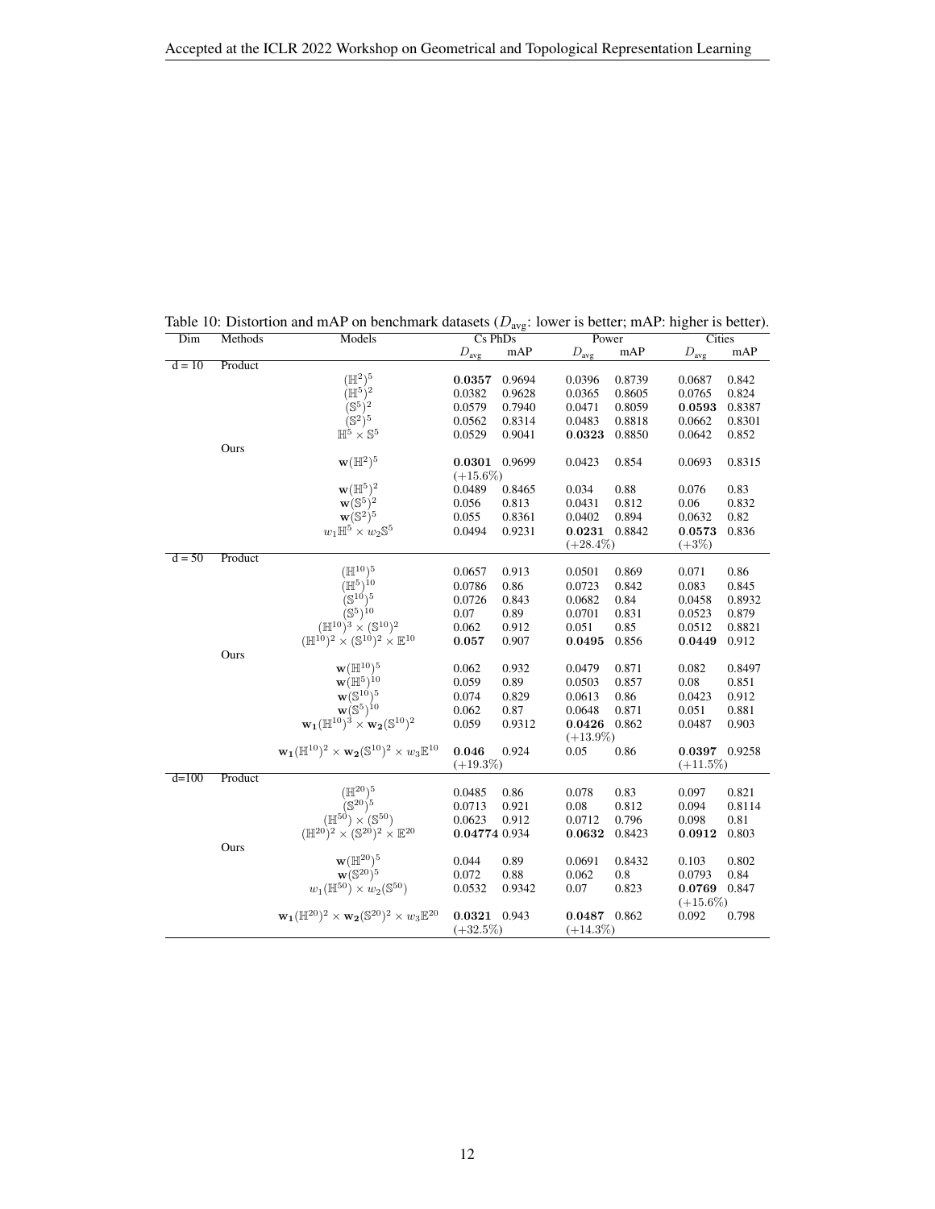Table 10: Distortion and mAP on benchmark datasets ($D_{avg}$: lower is better; mAP: higher is better).

| Dim | Methods | Models | Cs PhDs | | Power | | Cities | |
|---|---|---|---|---|---|---|---|---|
| | | | $D_{avg}$ | mAP | $D_{avg}$ | mAP | $D_{avg}$ | mAP |
| d = 10 | Product | | | | | | | |
| | | $(\mathbb{H}^2)^5$ | $\mathbf{0.0357}$ | 0.9694 | 0.0396 | 0.8739 | 0.0687 | 0.842 |
| | | $(\mathbb{H}^5)^2$ | 0.0382 | 0.9628 | 0.0365 | 0.8605 | 0.0765 | 0.824 |
| | | $(\mathbb{S}^5)^2$ | 0.0579 | 0.7940 | 0.0471 | 0.8059 | $\mathbf{0.0593}$ | 0.8387 |
| | | $(\mathbb{S}^2)^5$ | 0.0562 | 0.8314 | 0.0483 | 0.8818 | 0.0662 | 0.8301 |
| | | $\mathbb{H}^5 \times \mathbb{S}^5$ | 0.0529 | 0.9041 | $\mathbf{0.0323}$ | 0.8850 | 0.0642 | 0.852 |
| | Ours | | | | | | | |
| | | $\mathbf{w}(\mathbb{H}^2)^5$ | $\mathbf{0.0301}$ $(+15.6\%)$ | 0.9699 | 0.0423 | 0.854 | 0.0693 | 0.8315 |
| | | $\mathbf{w}(\mathbb{H}^5)^2$ | 0.0489 | 0.8465 | 0.034 | 0.88 | 0.076 | 0.83 |
| | | $\mathbf{w}(\mathbb{S}^5)^2$ | 0.056 | 0.813 | 0.0431 | 0.812 | 0.06 | 0.832 |
| | | $\mathbf{w}(\mathbb{S}^2)^5$ | 0.055 | 0.8361 | 0.0402 | 0.894 | 0.0632 | 0.82 |
| | | $w_1\mathbb{H}^5 \times w_2\mathbb{S}^5$ | 0.0494 | 0.9231 | $\mathbf{0.0231}$ $(+28.4\%)$ | 0.8842 | $\mathbf{0.0573}$ $(+3\%)$ | 0.836 |
| d = 50 | Product | | | | | | | |
| | | $(\mathbb{H}^{10})^5$ | 0.0657 | 0.913 | 0.0501 | 0.869 | 0.071 | 0.86 |
| | | $(\mathbb{H}^5)^{10}$ | 0.0786 | 0.86 | 0.0723 | 0.842 | 0.083 | 0.845 |
| | | $(\mathbb{S}^{10})^5$ | 0.0726 | 0.843 | 0.0682 | 0.84 | 0.0458 | 0.8932 |
| | | $(\mathbb{S}^5)^{10}$ | 0.07 | 0.89 | 0.0701 | 0.831 | 0.0523 | 0.879 |
| | | $(\mathbb{H}^{10})^3 \times (\mathbb{S}^{10})^2$ | 0.062 | 0.912 | 0.051 | 0.85 | 0.0512 | 0.8821 |
| | | $(\mathbb{H}^{10})^2 \times (\mathbb{S}^{10})^2 \times \mathbb{E}^{10}$ | $\mathbf{0.057}$ | 0.907 | $\mathbf{0.0495}$ | 0.856 | $\mathbf{0.0449}$ | 0.912 |
| | Ours | | | | | | | |
| | | $\mathbf{w}(\mathbb{H}^{10})^5$ | 0.062 | 0.932 | 0.0479 | 0.871 | 0.082 | 0.8497 |
| | | $\mathbf{w}(\mathbb{H}^5)^{10}$ | 0.059 | 0.89 | 0.0503 | 0.857 | 0.08 | 0.851 |
| | | $\mathbf{w}(\mathbb{S}^{10})^5$ | 0.074 | 0.829 | 0.0613 | 0.86 | 0.0423 | 0.912 |
| | | $\mathbf{w}(\mathbb{S}^5)^{10}$ | 0.062 | 0.87 | 0.0648 | 0.871 | 0.051 | 0.881 |
| | | $\mathbf{w_1}(\mathbb{H}^{10})^3 \times \mathbf{w_2}(\mathbb{S}^{10})^2$ | 0.059 | 0.9312 | $\mathbf{0.0426}$ $(+13.9\%)$ | 0.862 | 0.0487 | 0.903 |
| | | $\mathbf{w_1}(\mathbb{H}^{10})^2 \times \mathbf{w_2}(\mathbb{S}^{10})^2 \times w_3\mathbb{E}^{10}$ | $\mathbf{0.046}$ $(+19.3\%)$ | 0.924 | 0.05 | 0.86 | $\mathbf{0.0397}$ $(+11.5\%)$ | 0.9258 |
| d=100 | Product | | | | | | | |
| | | $(\mathbb{H}^{20})^5$ | 0.0485 | 0.86 | 0.078 | 0.83 | 0.097 | 0.821 |
| | | $(\mathbb{S}^{20})^5$ | 0.0713 | 0.921 | 0.08 | 0.812 | 0.094 | 0.8114 |
| | | $(\mathbb{H}^{50}) \times (\mathbb{S}^{50})$ | 0.0623 | 0.912 | 0.0712 | 0.796 | 0.098 | 0.81 |
| | | $(\mathbb{H}^{20})^2 \times (\mathbb{S}^{20})^2 \times \mathbb{E}^{20}$ | $\mathbf{0.04774}$ | 0.934 | $\mathbf{0.0632}$ | 0.8423 | $\mathbf{0.0912}$ | 0.803 |
| | Ours | | | | | | | |
| | | $\mathbf{w}(\mathbb{H}^{20})^5$ | 0.044 | 0.89 | 0.0691 | 0.8432 | 0.103 | 0.802 |
| | | $\mathbf{w}(\mathbb{S}^{20})^5$ | 0.072 | 0.88 | 0.062 | 0.8 | 0.0793 | 0.84 |
| | | $w_1(\mathbb{H}^{50}) \times w_2(\mathbb{S}^{50})$ | 0.0532 | 0.9342 | 0.07 | 0.823 | $\mathbf{0.0769}$ $(+15.6\%)$ | 0.847 |
| | | $\mathbf{w_1}(\mathbb{H}^{20})^2 \times \mathbf{w_2}(\mathbb{S}^{20})^2 \times w_3\mathbb{E}^{20}$ | $\mathbf{0.0321}$ $(+32.5\%)$ | 0.943 | $\mathbf{0.0487}$ $(+14.3\%)$ | 0.862 | 0.092 | 0.798 |